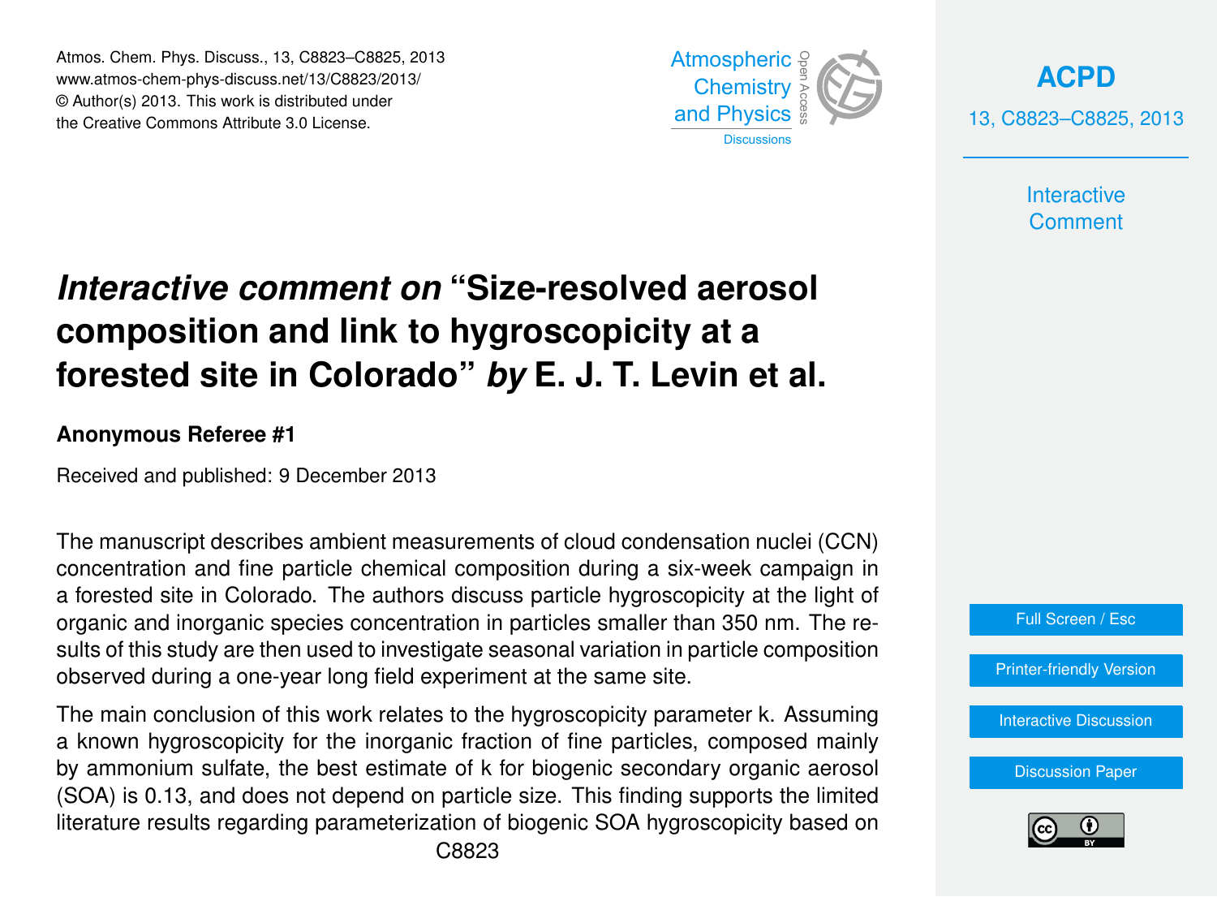# *Interactive comment on* "Size-resolved aerosol composition and link to hygroscopicity at a forested site in Colorado" *by* E. J. T. Levin et al.

**Anonymous Referee #1**

Received and published: 9 December 2013

The manuscript describes ambient measurements of cloud condensation nuclei (CCN) concentration and fine particle chemical composition during a six-week campaign in a forested site in Colorado. The authors discuss particle hygroscopicity at the light of organic and inorganic species concentration in particles smaller than 350 nm. The results of this study are then used to investigate seasonal variation in particle composition observed during a one-year long field experiment at the same site.

The main conclusion of this work relates to the hygroscopicity parameter k. Assuming a known hygroscopicity for the inorganic fraction of fine particles, composed mainly by ammonium sulfate, the best estimate of k for biogenic secondary organic aerosol (SOA) is 0.13, and does not depend on particle size. This finding supports the limited literature results regarding parameterization of biogenic SOA hygroscopicity based on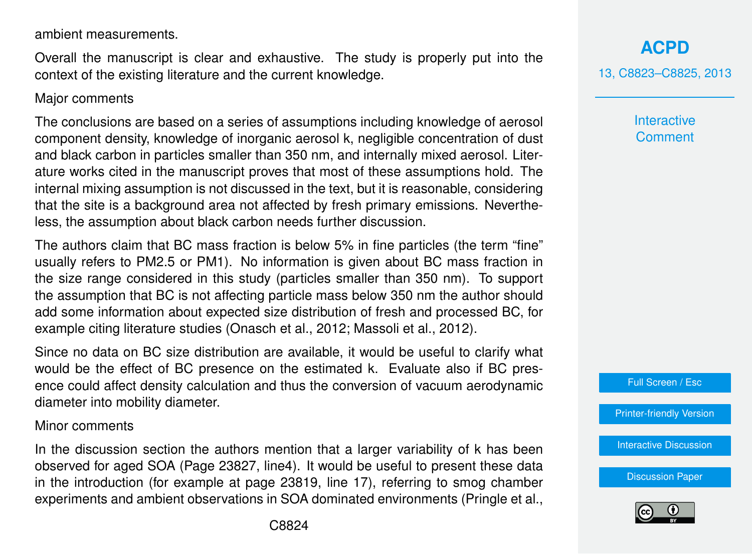ambient measurements.

Overall the manuscript is clear and exhaustive. The study is properly put into the context of the existing literature and the current knowledge.

Major comments

The conclusions are based on a series of assumptions including knowledge of aerosol component density, knowledge of inorganic aerosol k, negligible concentration of dust and black carbon in particles smaller than 350 nm, and internally mixed aerosol. Literature works cited in the manuscript proves that most of these assumptions hold. The internal mixing assumption is not discussed in the text, but it is reasonable, considering that the site is a background area not affected by fresh primary emissions. Nevertheless, the assumption about black carbon needs further discussion.

The authors claim that BC mass fraction is below 5% in fine particles (the term "fine" usually refers to PM2.5 or PM1). No information is given about BC mass fraction in the size range considered in this study (particles smaller than 350 nm). To support the assumption that BC is not affecting particle mass below 350 nm the author should add some information about expected size distribution of fresh and processed BC, for example citing literature studies (Onasch et al., 2012; Massoli et al., 2012).

Since no data on BC size distribution are available, it would be useful to clarify what would be the effect of BC presence on the estimated k. Evaluate also if BC presence could affect density calculation and thus the conversion of vacuum aerodynamic diameter into mobility diameter.

Minor comments

In the discussion section the authors mention that a larger variability of k has been observed for aged SOA (Page 23827, line4). It would be useful to present these data in the introduction (for example at page 23819, line 17), referring to smog chamber experiments and ambient observations in SOA dominated environments (Pringle et al.,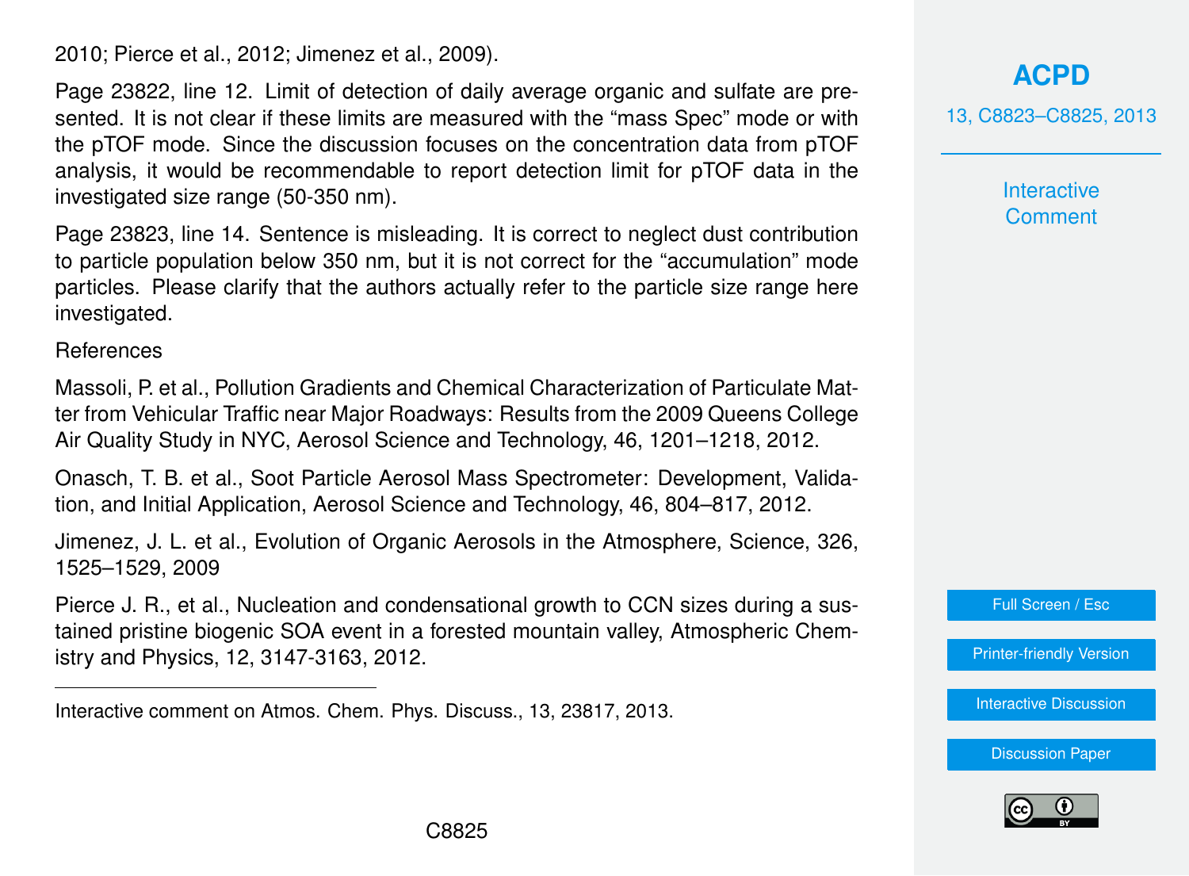2010; Pierce et al., 2012; Jimenez et al., 2009).

Page 23822, line 12. Limit of detection of daily average organic and sulfate are presented. It is not clear if these limits are measured with the "mass Spec" mode or with the pTOF mode. Since the discussion focuses on the concentration data from pTOF analysis, it would be recommendable to report detection limit for pTOF data in the investigated size range (50-350 nm).

Page 23823, line 14. Sentence is misleading. It is correct to neglect dust contribution to particle population below 350 nm, but it is not correct for the "accumulation" mode particles. Please clarify that the authors actually refer to the particle size range here investigated.

References

Massoli, P. et al., Pollution Gradients and Chemical Characterization of Particulate Matter from Vehicular Traffic near Major Roadways: Results from the 2009 Queens College Air Quality Study in NYC, Aerosol Science and Technology, 46, 1201–1218, 2012.

Onasch, T. B. et al., Soot Particle Aerosol Mass Spectrometer: Development, Validation, and Initial Application, Aerosol Science and Technology, 46, 804–817, 2012.

Jimenez, J. L. et al., Evolution of Organic Aerosols in the Atmosphere, Science, 326, 1525–1529, 2009

Pierce J. R., et al., Nucleation and condensational growth to CCN sizes during a sustained pristine biogenic SOA event in a forested mountain valley, Atmospheric Chemistry and Physics, 12, 3147-3163, 2012.

---

Interactive comment on Atmos. Chem. Phys. Discuss., 13, 23817, 2013.